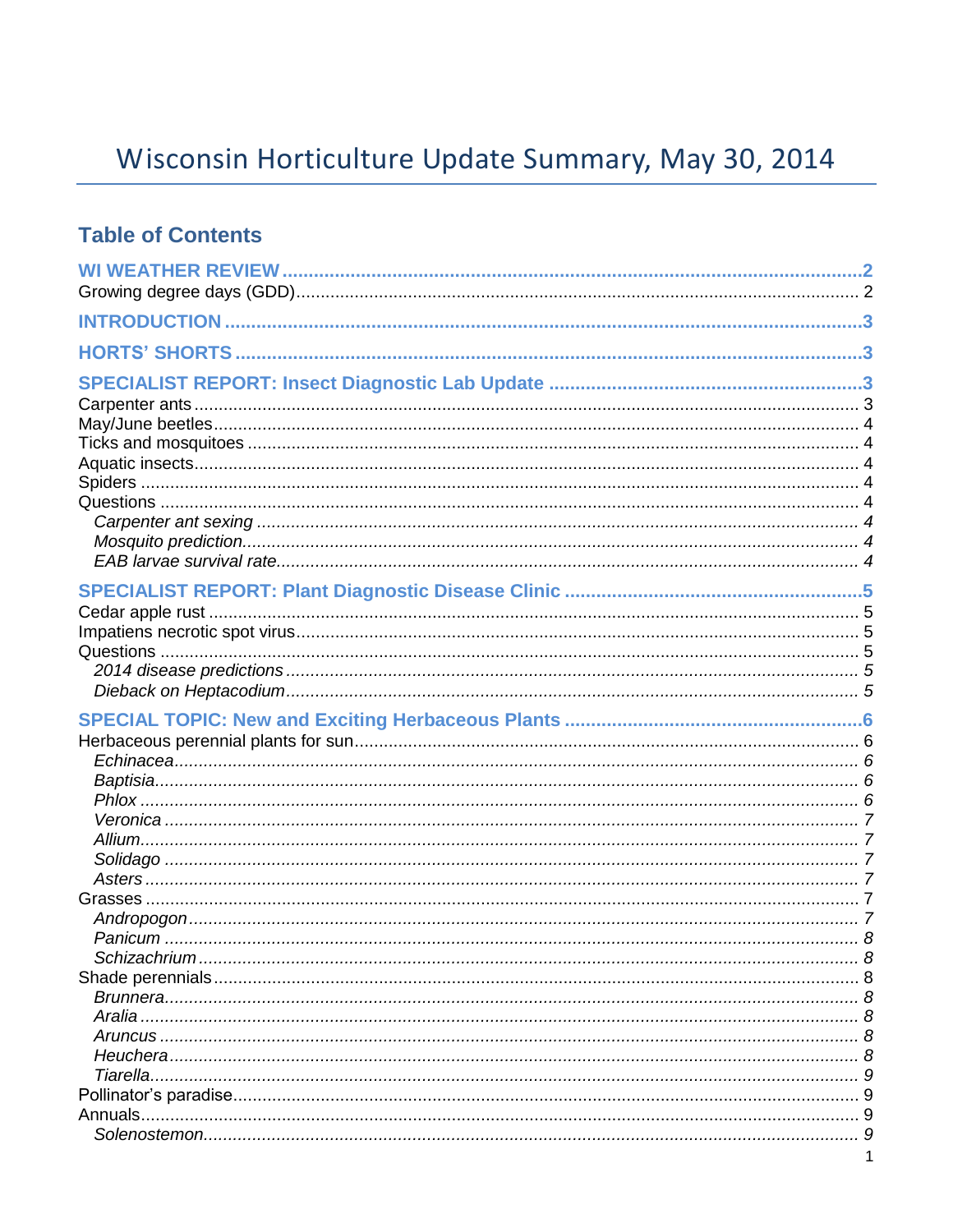# Wisconsin Horticulture Update Summary, May 30, 2014

## Table of Contents

**WI WEATHER REVIEW** .......... 2
Growing degree days (GDD) .......... 2

**INTRODUCTION** .......... 3

**HORTS' SHORTS** .......... 3

**SPECIALIST REPORT: Insect Diagnostic Lab Update** .......... 3
Carpenter ants .......... 3
May/June beetles .......... 4
Ticks and mosquitoes .......... 4
Aquatic insects .......... 4
Spiders .......... 4
Questions .......... 4
- *Carpenter ant sexing* .......... 4
- *Mosquito prediction* .......... 4
- *EAB larvae survival rate* .......... 4

**SPECIALIST REPORT: Plant Diagnostic Disease Clinic** .......... 5
Cedar apple rust .......... 5
Impatiens necrotic spot virus .......... 5
Questions .......... 5
- *2014 disease predictions* .......... 5
- *Dieback on Heptacodium* .......... 5

**SPECIAL TOPIC: New and Exciting Herbaceous Plants** .......... 6
Herbaceous perennial plants for sun .......... 6
- *Echinacea* .......... 6
- *Baptisia* .......... 6
- *Phlox* .......... 6
- *Veronica* .......... 7
- *Allium* .......... 7
- *Solidago* .......... 7
- *Asters* .......... 7

Grasses .......... 7
- *Andropogon* .......... 7
- *Panicum* .......... 8
- *Schizachrium* .......... 8

Shade perennials .......... 8
- *Brunnera* .......... 8
- *Aralia* .......... 8
- *Aruncus* .......... 8
- *Heuchera* .......... 8
- *Tiarella* .......... 9

Pollinator's paradise .......... 9
Annuals .......... 9
- *Solenostemon* .......... 9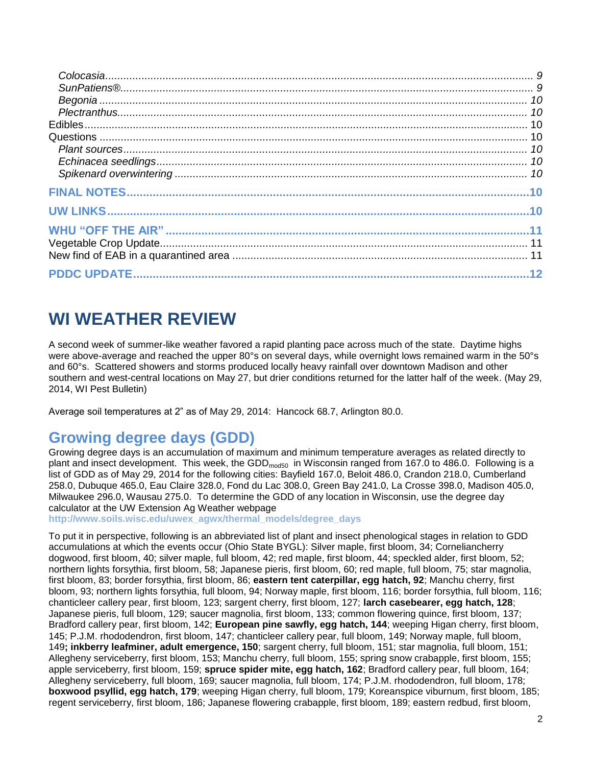*Colocasia* ..... 9
*SunPatiens®* ..... 9
*Begonia* ..... 10
*Plectranthus* ..... 10
Edibles ..... 10
Questions ..... 10
*Plant sources* ..... 10
*Echinacea seedlings* ..... 10
*Spikenard overwintering* ..... 10

**FINAL NOTES** ..... 10

**UW LINKS** ..... 10

**WHU "OFF THE AIR"** ..... 11
Vegetable Crop Update ..... 11
New find of EAB in a quarantined area ..... 11

**PDDC UPDATE** ..... 12

# WI WEATHER REVIEW

A second week of summer-like weather favored a rapid planting pace across much of the state. Daytime highs were above-average and reached the upper 80°s on several days, while overnight lows remained warm in the 50°s and 60°s. Scattered showers and storms produced locally heavy rainfall over downtown Madison and other southern and west-central locations on May 27, but drier conditions returned for the latter half of the week. (May 29, 2014, WI Pest Bulletin)

Average soil temperatures at 2" as of May 29, 2014: Hancock 68.7, Arlington 80.0.

## Growing degree days (GDD)

Growing degree days is an accumulation of maximum and minimum temperature averages as related directly to plant and insect development. This week, the $GDD_{mod50}$ in Wisconsin ranged from 167.0 to 486.0. Following is a list of GDD as of May 29, 2014 for the following cities: Bayfield 167.0, Beloit 486.0, Crandon 218.0, Cumberland 258.0, Dubuque 465.0, Eau Claire 328.0, Fond du Lac 308.0, Green Bay 241.0, La Crosse 398.0, Madison 405.0, Milwaukee 296.0, Wausau 275.0. To determine the GDD of any location in Wisconsin, use the degree day calculator at the UW Extension Ag Weather webpage
http://www.soils.wisc.edu/uwex_agwx/thermal_models/degree_days

To put it in perspective, following is an abbreviated list of plant and insect phenological stages in relation to GDD accumulations at which the events occur (Ohio State BYGL): Silver maple, first bloom, 34; Corneliancherry dogwood, first bloom, 40; silver maple, full bloom, 42; red maple, first bloom, 44; speckled alder, first bloom, 52; northern lights forsythia, first bloom, 58; Japanese pieris, first bloom, 60; red maple, full bloom, 75; star magnolia, first bloom, 83; border forsythia, first bloom, 86; **eastern tent caterpillar, egg hatch, 92**; Manchu cherry, first bloom, 93; northern lights forsythia, full bloom, 94; Norway maple, first bloom, 116; border forsythia, full bloom, 116; chanticleer callery pear, first bloom, 123; sargent cherry, first bloom, 127; **larch casebearer, egg hatch, 128**; Japanese pieris, full bloom, 129; saucer magnolia, first bloom, 133; common flowering quince, first bloom, 137; Bradford callery pear, first bloom, 142; **European pine sawfly, egg hatch, 144**; weeping Higan cherry, first bloom, 145; P.J.M. rhododendron, first bloom, 147; chanticleer callery pear, full bloom, 149; Norway maple, full bloom, 149**; inkberry leafminer, adult emergence, 150**; sargent cherry, full bloom, 151; star magnolia, full bloom, 151; Allegheny serviceberry, first bloom, 153; Manchu cherry, full bloom, 155; spring snow crabapple, first bloom, 155; apple serviceberry, first bloom, 159; **spruce spider mite, egg hatch, 162**; Bradford callery pear, full bloom, 164; Allegheny serviceberry, full bloom, 169; saucer magnolia, full bloom, 174; P.J.M. rhododendron, full bloom, 178; **boxwood psyllid, egg hatch, 179**; weeping Higan cherry, full bloom, 179; Koreanspice viburnum, first bloom, 185; regent serviceberry, first bloom, 186; Japanese flowering crabapple, first bloom, 189; eastern redbud, first bloom,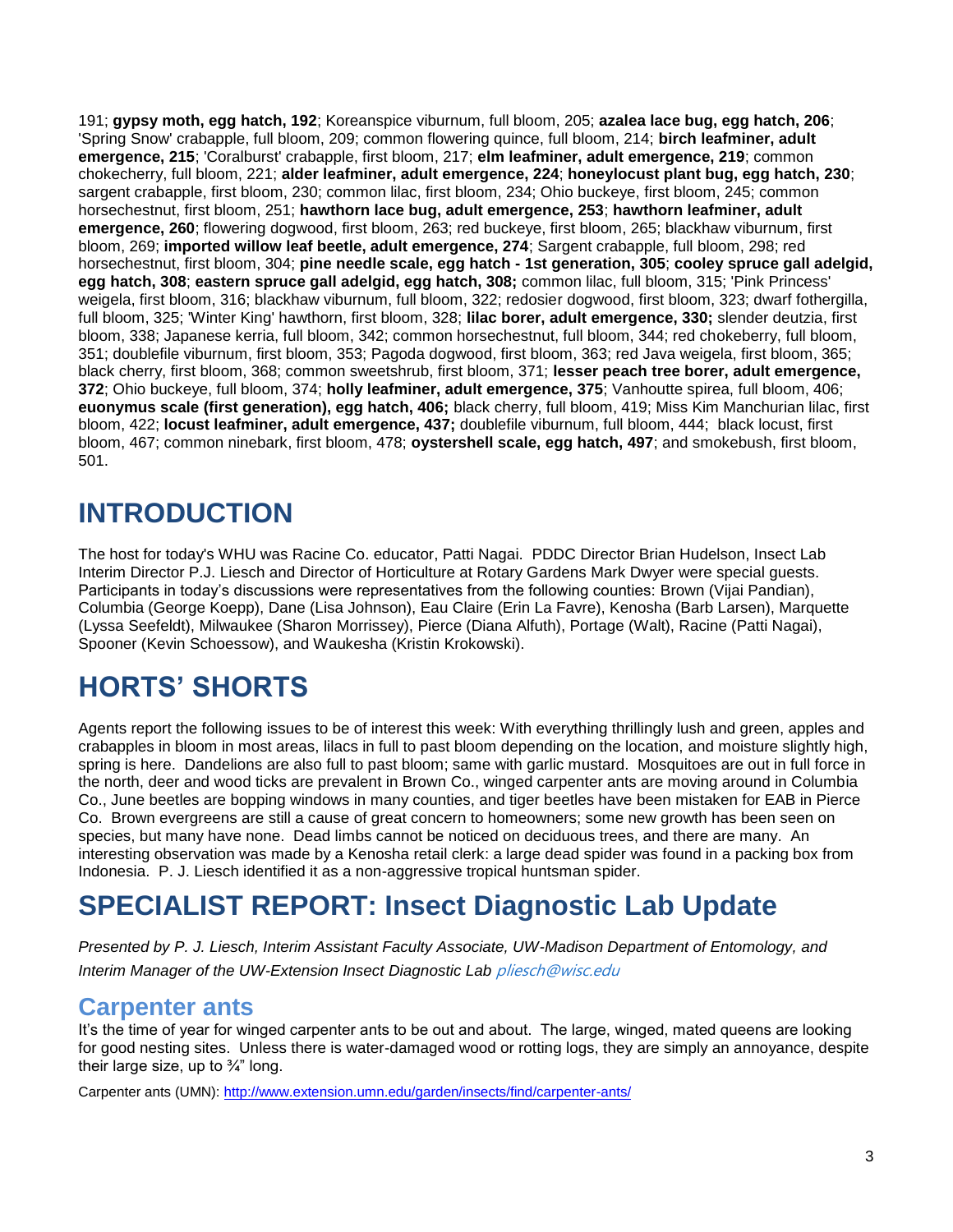191; **gypsy moth, egg hatch, 192**; Koreanspice viburnum, full bloom, 205; **azalea lace bug, egg hatch, 206**; 'Spring Snow' crabapple, full bloom, 209; common flowering quince, full bloom, 214; **birch leafminer, adult emergence, 215**; 'Coralburst' crabapple, first bloom, 217; **elm leafminer, adult emergence, 219**; common chokecherry, full bloom, 221; **alder leafminer, adult emergence, 224**; **honeylocust plant bug, egg hatch, 230**; sargent crabapple, first bloom, 230; common lilac, first bloom, 234; Ohio buckeye, first bloom, 245; common horsechestnut, first bloom, 251; **hawthorn lace bug, adult emergence, 253**; **hawthorn leafminer, adult emergence, 260**; flowering dogwood, first bloom, 263; red buckeye, first bloom, 265; blackhaw viburnum, first bloom, 269; **imported willow leaf beetle, adult emergence, 274**; Sargent crabapple, full bloom, 298; red horsechestnut, first bloom, 304; **pine needle scale, egg hatch - 1st generation, 305**; **cooley spruce gall adelgid, egg hatch, 308**; **eastern spruce gall adelgid, egg hatch, 308;** common lilac, full bloom, 315; 'Pink Princess' weigela, first bloom, 316; blackhaw viburnum, full bloom, 322; redosier dogwood, first bloom, 323; dwarf fothergilla, full bloom, 325; 'Winter King' hawthorn, first bloom, 328; **lilac borer, adult emergence, 330;** slender deutzia, first bloom, 338; Japanese kerria, full bloom, 342; common horsechestnut, full bloom, 344; red chokeberry, full bloom, 351; doublefile viburnum, first bloom, 353; Pagoda dogwood, first bloom, 363; red Java weigela, first bloom, 365; black cherry, first bloom, 368; common sweetshrub, first bloom, 371; **lesser peach tree borer, adult emergence, 372**; Ohio buckeye, full bloom, 374; **holly leafminer, adult emergence, 375**; Vanhoutte spirea, full bloom, 406; **euonymus scale (first generation), egg hatch, 406;** black cherry, full bloom, 419; Miss Kim Manchurian lilac, first bloom, 422; **locust leafminer, adult emergence, 437;** doublefile viburnum, full bloom, 444; black locust, first bloom, 467; common ninebark, first bloom, 478; **oystershell scale, egg hatch, 497**; and smokebush, first bloom, 501.

# INTRODUCTION

The host for today's WHU was Racine Co. educator, Patti Nagai. PDDC Director Brian Hudelson, Insect Lab Interim Director P.J. Liesch and Director of Horticulture at Rotary Gardens Mark Dwyer were special guests. Participants in today's discussions were representatives from the following counties: Brown (Vijai Pandian), Columbia (George Koepp), Dane (Lisa Johnson), Eau Claire (Erin La Favre), Kenosha (Barb Larsen), Marquette (Lyssa Seefeldt), Milwaukee (Sharon Morrissey), Pierce (Diana Alfuth), Portage (Walt), Racine (Patti Nagai), Spooner (Kevin Schoessow), and Waukesha (Kristin Krokowski).

# HORTS' SHORTS

Agents report the following issues to be of interest this week: With everything thrillingly lush and green, apples and crabapples in bloom in most areas, lilacs in full to past bloom depending on the location, and moisture slightly high, spring is here. Dandelions are also full to past bloom; same with garlic mustard. Mosquitoes are out in full force in the north, deer and wood ticks are prevalent in Brown Co., winged carpenter ants are moving around in Columbia Co., June beetles are bopping windows in many counties, and tiger beetles have been mistaken for EAB in Pierce Co. Brown evergreens are still a cause of great concern to homeowners; some new growth has been seen on species, but many have none. Dead limbs cannot be noticed on deciduous trees, and there are many. An interesting observation was made by a Kenosha retail clerk: a large dead spider was found in a packing box from Indonesia. P. J. Liesch identified it as a non-aggressive tropical huntsman spider.

# SPECIALIST REPORT: Insect Diagnostic Lab Update

*Presented by P. J. Liesch, Interim Assistant Faculty Associate, UW-Madison Department of Entomology, and Interim Manager of the UW-Extension Insect Diagnostic Lab* pliesch@wisc.edu

## Carpenter ants

It's the time of year for winged carpenter ants to be out and about. The large, winged, mated queens are looking for good nesting sites. Unless there is water-damaged wood or rotting logs, they are simply an annoyance, despite their large size, up to ¾" long.

Carpenter ants (UMN): http://www.extension.umn.edu/garden/insects/find/carpenter-ants/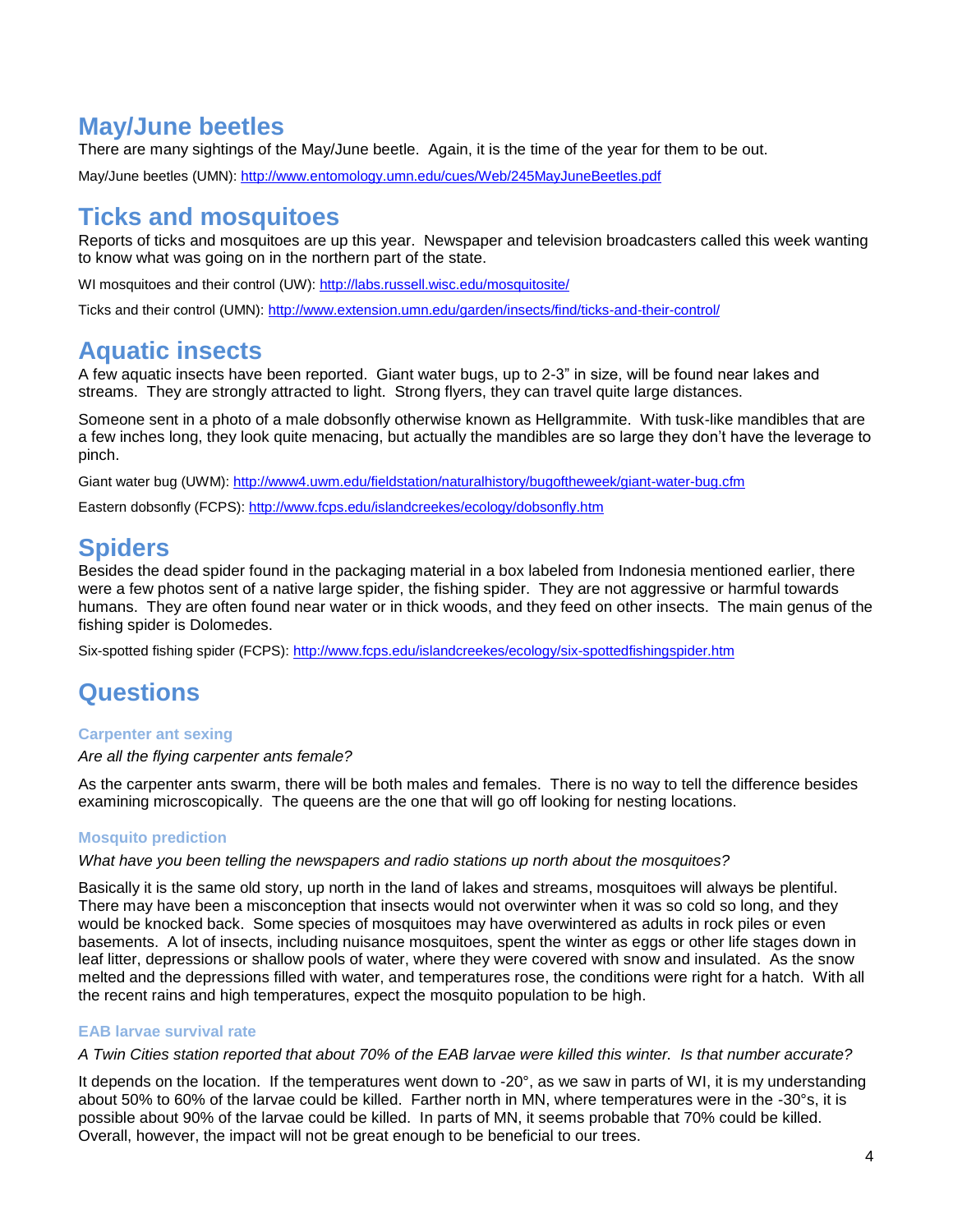## May/June beetles

There are many sightings of the May/June beetle. Again, it is the time of the year for them to be out.

May/June beetles (UMN): http://www.entomology.umn.edu/cues/Web/245MayJuneBeetles.pdf

## Ticks and mosquitoes

Reports of ticks and mosquitoes are up this year. Newspaper and television broadcasters called this week wanting to know what was going on in the northern part of the state.

WI mosquitoes and their control (UW): http://labs.russell.wisc.edu/mosquitosite/

Ticks and their control (UMN): http://www.extension.umn.edu/garden/insects/find/ticks-and-their-control/

## Aquatic insects

A few aquatic insects have been reported. Giant water bugs, up to 2-3" in size, will be found near lakes and streams. They are strongly attracted to light. Strong flyers, they can travel quite large distances.

Someone sent in a photo of a male dobsonfly otherwise known as Hellgrammite. With tusk-like mandibles that are a few inches long, they look quite menacing, but actually the mandibles are so large they don't have the leverage to pinch.

Giant water bug (UWM): http://www4.uwm.edu/fieldstation/naturalhistory/bugoftheweek/giant-water-bug.cfm

Eastern dobsonfly (FCPS): http://www.fcps.edu/islandcreekes/ecology/dobsonfly.htm

## Spiders

Besides the dead spider found in the packaging material in a box labeled from Indonesia mentioned earlier, there were a few photos sent of a native large spider, the fishing spider. They are not aggressive or harmful towards humans. They are often found near water or in thick woods, and they feed on other insects. The main genus of the fishing spider is Dolomedes.

Six-spotted fishing spider (FCPS): http://www.fcps.edu/islandcreekes/ecology/six-spottedfishingspider.htm

## Questions

### Carpenter ant sexing

*Are all the flying carpenter ants female?*

As the carpenter ants swarm, there will be both males and females. There is no way to tell the difference besides examining microscopically. The queens are the one that will go off looking for nesting locations.

### Mosquito prediction

*What have you been telling the newspapers and radio stations up north about the mosquitoes?*

Basically it is the same old story, up north in the land of lakes and streams, mosquitoes will always be plentiful. There may have been a misconception that insects would not overwinter when it was so cold so long, and they would be knocked back. Some species of mosquitoes may have overwintered as adults in rock piles or even basements. A lot of insects, including nuisance mosquitoes, spent the winter as eggs or other life stages down in leaf litter, depressions or shallow pools of water, where they were covered with snow and insulated. As the snow melted and the depressions filled with water, and temperatures rose, the conditions were right for a hatch. With all the recent rains and high temperatures, expect the mosquito population to be high.

### EAB larvae survival rate

*A Twin Cities station reported that about 70% of the EAB larvae were killed this winter. Is that number accurate?*

It depends on the location. If the temperatures went down to -20°, as we saw in parts of WI, it is my understanding about 50% to 60% of the larvae could be killed. Farther north in MN, where temperatures were in the -30°s, it is possible about 90% of the larvae could be killed. In parts of MN, it seems probable that 70% could be killed. Overall, however, the impact will not be great enough to be beneficial to our trees.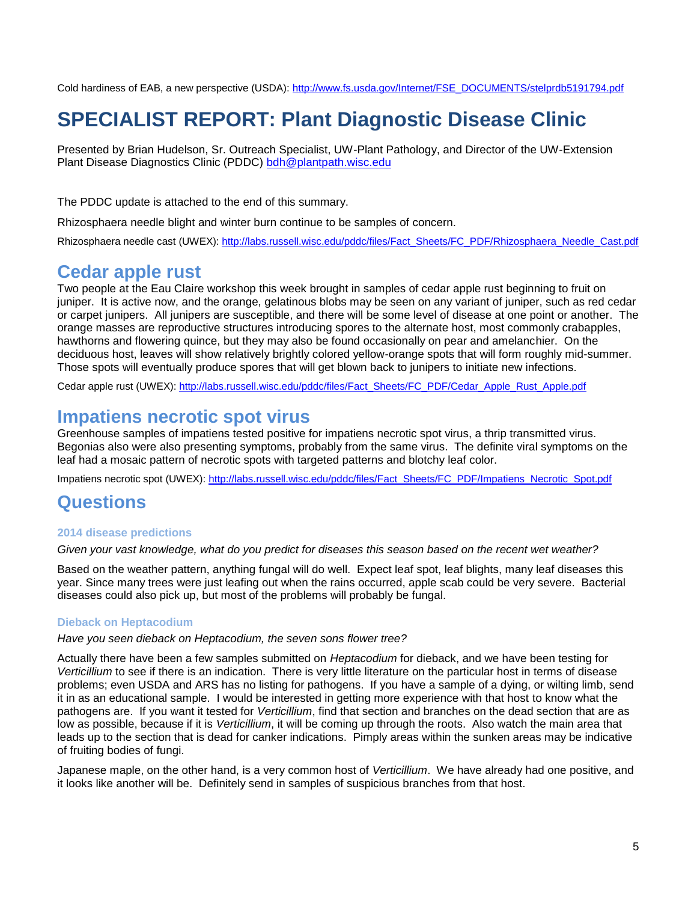Cold hardiness of EAB, a new perspective (USDA): http://www.fs.usda.gov/Internet/FSE_DOCUMENTS/stelprdb5191794.pdf

# SPECIALIST REPORT: Plant Diagnostic Disease Clinic

Presented by Brian Hudelson, Sr. Outreach Specialist, UW-Plant Pathology, and Director of the UW-Extension Plant Disease Diagnostics Clinic (PDDC) bdh@plantpath.wisc.edu

The PDDC update is attached to the end of this summary.

Rhizosphaera needle blight and winter burn continue to be samples of concern.

Rhizosphaera needle cast (UWEX): http://labs.russell.wisc.edu/pddc/files/Fact_Sheets/FC_PDF/Rhizosphaera_Needle_Cast.pdf

## Cedar apple rust

Two people at the Eau Claire workshop this week brought in samples of cedar apple rust beginning to fruit on juniper. It is active now, and the orange, gelatinous blobs may be seen on any variant of juniper, such as red cedar or carpet junipers. All junipers are susceptible, and there will be some level of disease at one point or another. The orange masses are reproductive structures introducing spores to the alternate host, most commonly crabapples, hawthorns and flowering quince, but they may also be found occasionally on pear and amelanchier. On the deciduous host, leaves will show relatively brightly colored yellow-orange spots that will form roughly mid-summer. Those spots will eventually produce spores that will get blown back to junipers to initiate new infections.

Cedar apple rust (UWEX): http://labs.russell.wisc.edu/pddc/files/Fact_Sheets/FC_PDF/Cedar_Apple_Rust_Apple.pdf

## Impatiens necrotic spot virus

Greenhouse samples of impatiens tested positive for impatiens necrotic spot virus, a thrip transmitted virus. Begonias also were also presenting symptoms, probably from the same virus. The definite viral symptoms on the leaf had a mosaic pattern of necrotic spots with targeted patterns and blotchy leaf color.

Impatiens necrotic spot (UWEX): http://labs.russell.wisc.edu/pddc/files/Fact_Sheets/FC_PDF/Impatiens_Necrotic_Spot.pdf

## Questions

### 2014 disease predictions

*Given your vast knowledge, what do you predict for diseases this season based on the recent wet weather?*

Based on the weather pattern, anything fungal will do well. Expect leaf spot, leaf blights, many leaf diseases this year. Since many trees were just leafing out when the rains occurred, apple scab could be very severe. Bacterial diseases could also pick up, but most of the problems will probably be fungal.

### Dieback on Heptacodium

*Have you seen dieback on Heptacodium, the seven sons flower tree?*

Actually there have been a few samples submitted on *Heptacodium* for dieback, and we have been testing for *Verticillium* to see if there is an indication. There is very little literature on the particular host in terms of disease problems; even USDA and ARS has no listing for pathogens. If you have a sample of a dying, or wilting limb, send it in as an educational sample. I would be interested in getting more experience with that host to know what the pathogens are. If you want it tested for *Verticillium*, find that section and branches on the dead section that are as low as possible, because if it is *Verticillium*, it will be coming up through the roots. Also watch the main area that leads up to the section that is dead for canker indications. Pimply areas within the sunken areas may be indicative of fruiting bodies of fungi.

Japanese maple, on the other hand, is a very common host of *Verticillium*. We have already had one positive, and it looks like another will be. Definitely send in samples of suspicious branches from that host.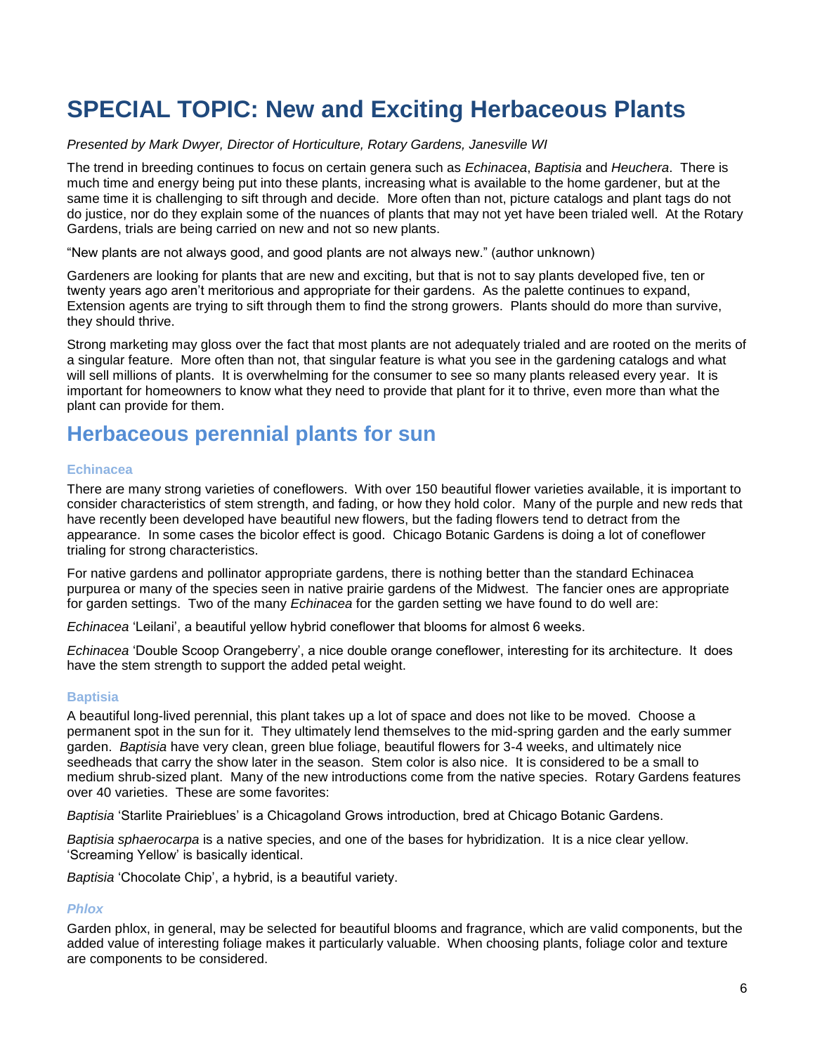# SPECIAL TOPIC: New and Exciting Herbaceous Plants

*Presented by Mark Dwyer, Director of Horticulture, Rotary Gardens, Janesville WI*

The trend in breeding continues to focus on certain genera such as *Echinacea*, *Baptisia* and *Heuchera*. There is much time and energy being put into these plants, increasing what is available to the home gardener, but at the same time it is challenging to sift through and decide. More often than not, picture catalogs and plant tags do not do justice, nor do they explain some of the nuances of plants that may not yet have been trialed well. At the Rotary Gardens, trials are being carried on new and not so new plants.

"New plants are not always good, and good plants are not always new." (author unknown)

Gardeners are looking for plants that are new and exciting, but that is not to say plants developed five, ten or twenty years ago aren't meritorious and appropriate for their gardens. As the palette continues to expand, Extension agents are trying to sift through them to find the strong growers. Plants should do more than survive, they should thrive.

Strong marketing may gloss over the fact that most plants are not adequately trialed and are rooted on the merits of a singular feature. More often than not, that singular feature is what you see in the gardening catalogs and what will sell millions of plants. It is overwhelming for the consumer to see so many plants released every year. It is important for homeowners to know what they need to provide that plant for it to thrive, even more than what the plant can provide for them.

## Herbaceous perennial plants for sun

### Echinacea

There are many strong varieties of coneflowers. With over 150 beautiful flower varieties available, it is important to consider characteristics of stem strength, and fading, or how they hold color. Many of the purple and new reds that have recently been developed have beautiful new flowers, but the fading flowers tend to detract from the appearance. In some cases the bicolor effect is good. Chicago Botanic Gardens is doing a lot of coneflower trialing for strong characteristics.

For native gardens and pollinator appropriate gardens, there is nothing better than the standard Echinacea purpurea or many of the species seen in native prairie gardens of the Midwest. The fancier ones are appropriate for garden settings. Two of the many *Echinacea* for the garden setting we have found to do well are:

*Echinacea* 'Leilani', a beautiful yellow hybrid coneflower that blooms for almost 6 weeks.

*Echinacea* 'Double Scoop Orangeberry', a nice double orange coneflower, interesting for its architecture. It does have the stem strength to support the added petal weight.

### Baptisia

A beautiful long-lived perennial, this plant takes up a lot of space and does not like to be moved. Choose a permanent spot in the sun for it. They ultimately lend themselves to the mid-spring garden and the early summer garden. *Baptisia* have very clean, green blue foliage, beautiful flowers for 3-4 weeks, and ultimately nice seedheads that carry the show later in the season. Stem color is also nice. It is considered to be a small to medium shrub-sized plant. Many of the new introductions come from the native species. Rotary Gardens features over 40 varieties. These are some favorites:

*Baptisia* 'Starlite Prairieblues' is a Chicagoland Grows introduction, bred at Chicago Botanic Gardens.

*Baptisia sphaerocarpa* is a native species, and one of the bases for hybridization. It is a nice clear yellow. 'Screaming Yellow' is basically identical.

*Baptisia* 'Chocolate Chip', a hybrid, is a beautiful variety.

### *Phlox*

Garden phlox, in general, may be selected for beautiful blooms and fragrance, which are valid components, but the added value of interesting foliage makes it particularly valuable. When choosing plants, foliage color and texture are components to be considered.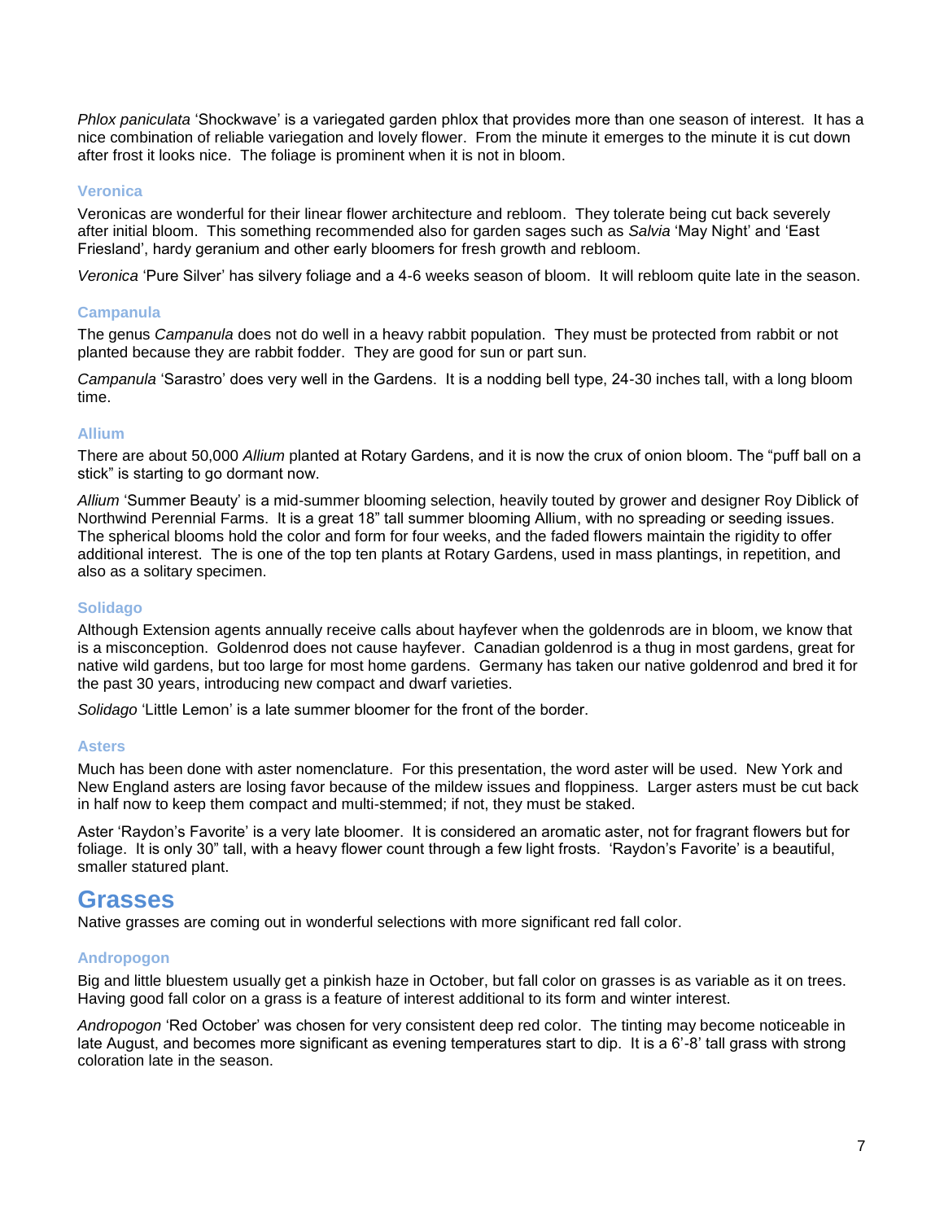*Phlox paniculata* 'Shockwave' is a variegated garden phlox that provides more than one season of interest. It has a nice combination of reliable variegation and lovely flower. From the minute it emerges to the minute it is cut down after frost it looks nice. The foliage is prominent when it is not in bloom.

### Veronica

Veronicas are wonderful for their linear flower architecture and rebloom. They tolerate being cut back severely after initial bloom. This something recommended also for garden sages such as *Salvia* 'May Night' and 'East Friesland', hardy geranium and other early bloomers for fresh growth and rebloom.

*Veronica* 'Pure Silver' has silvery foliage and a 4-6 weeks season of bloom. It will rebloom quite late in the season.

### Campanula

The genus *Campanula* does not do well in a heavy rabbit population. They must be protected from rabbit or not planted because they are rabbit fodder. They are good for sun or part sun.

*Campanula* 'Sarastro' does very well in the Gardens. It is a nodding bell type, 24-30 inches tall, with a long bloom time.

### Allium

There are about 50,000 *Allium* planted at Rotary Gardens, and it is now the crux of onion bloom. The "puff ball on a stick" is starting to go dormant now.

*Allium* 'Summer Beauty' is a mid-summer blooming selection, heavily touted by grower and designer Roy Diblick of Northwind Perennial Farms. It is a great 18" tall summer blooming Allium, with no spreading or seeding issues. The spherical blooms hold the color and form for four weeks, and the faded flowers maintain the rigidity to offer additional interest. The is one of the top ten plants at Rotary Gardens, used in mass plantings, in repetition, and also as a solitary specimen.

### Solidago

Although Extension agents annually receive calls about hayfever when the goldenrods are in bloom, we know that is a misconception. Goldenrod does not cause hayfever. Canadian goldenrod is a thug in most gardens, great for native wild gardens, but too large for most home gardens. Germany has taken our native goldenrod and bred it for the past 30 years, introducing new compact and dwarf varieties.

*Solidago* 'Little Lemon' is a late summer bloomer for the front of the border.

### Asters

Much has been done with aster nomenclature. For this presentation, the word aster will be used. New York and New England asters are losing favor because of the mildew issues and floppiness. Larger asters must be cut back in half now to keep them compact and multi-stemmed; if not, they must be staked.

Aster 'Raydon's Favorite' is a very late bloomer. It is considered an aromatic aster, not for fragrant flowers but for foliage. It is only 30" tall, with a heavy flower count through a few light frosts. 'Raydon's Favorite' is a beautiful, smaller statured plant.

## Grasses

Native grasses are coming out in wonderful selections with more significant red fall color.

### Andropogon

Big and little bluestem usually get a pinkish haze in October, but fall color on grasses is as variable as it on trees. Having good fall color on a grass is a feature of interest additional to its form and winter interest.

*Andropogon* 'Red October' was chosen for very consistent deep red color. The tinting may become noticeable in late August, and becomes more significant as evening temperatures start to dip. It is a 6'-8' tall grass with strong coloration late in the season.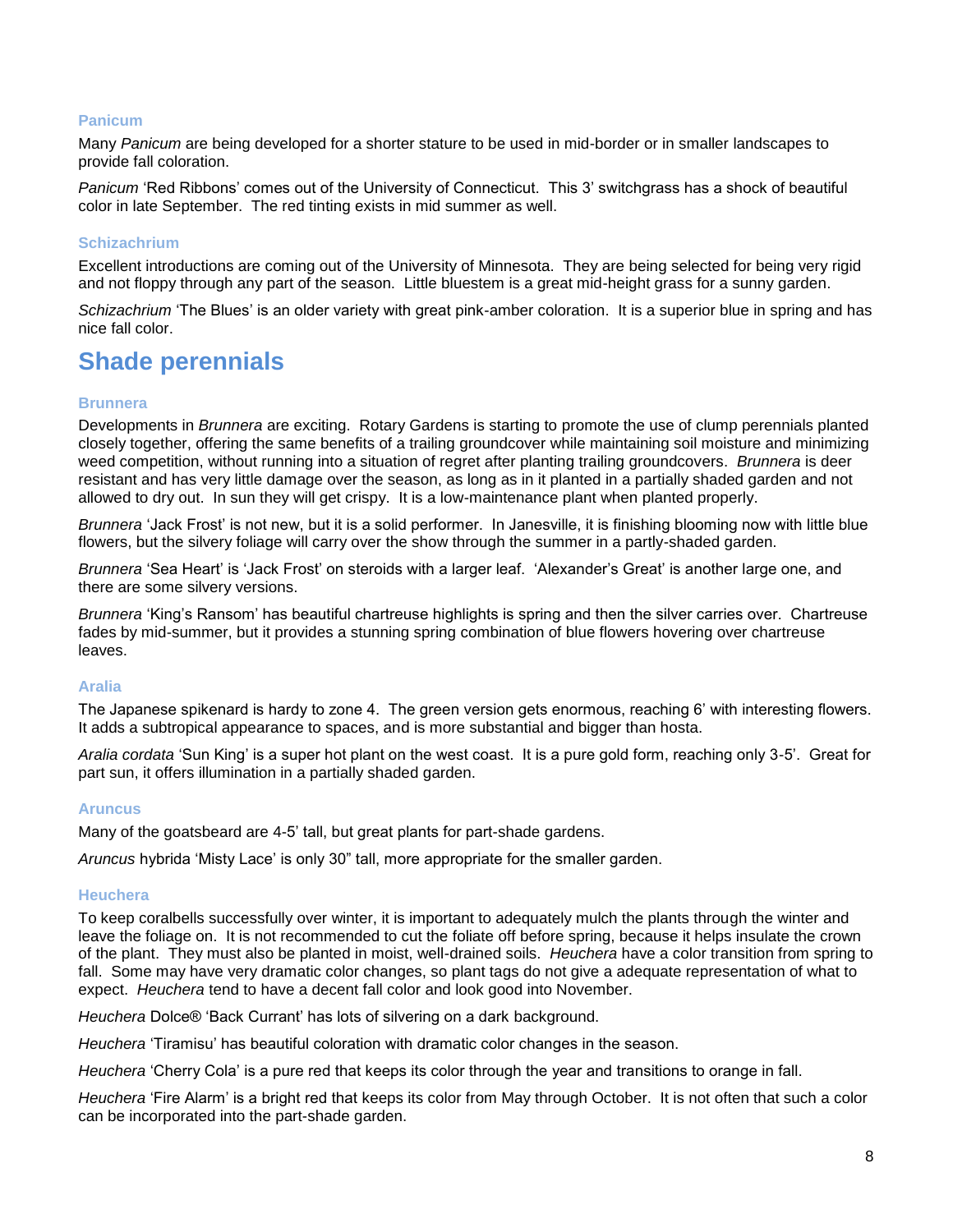### Panicum

Many *Panicum* are being developed for a shorter stature to be used in mid-border or in smaller landscapes to provide fall coloration.

*Panicum* 'Red Ribbons' comes out of the University of Connecticut. This 3' switchgrass has a shock of beautiful color in late September. The red tinting exists in mid summer as well.

### Schizachrium

Excellent introductions are coming out of the University of Minnesota. They are being selected for being very rigid and not floppy through any part of the season. Little bluestem is a great mid-height grass for a sunny garden.

*Schizachrium* 'The Blues' is an older variety with great pink-amber coloration. It is a superior blue in spring and has nice fall color.

## Shade perennials

### Brunnera

Developments in *Brunnera* are exciting. Rotary Gardens is starting to promote the use of clump perennials planted closely together, offering the same benefits of a trailing groundcover while maintaining soil moisture and minimizing weed competition, without running into a situation of regret after planting trailing groundcovers. *Brunnera* is deer resistant and has very little damage over the season, as long as in it planted in a partially shaded garden and not allowed to dry out. In sun they will get crispy. It is a low-maintenance plant when planted properly.

*Brunnera* 'Jack Frost' is not new, but it is a solid performer. In Janesville, it is finishing blooming now with little blue flowers, but the silvery foliage will carry over the show through the summer in a partly-shaded garden.

*Brunnera* 'Sea Heart' is 'Jack Frost' on steroids with a larger leaf. 'Alexander's Great' is another large one, and there are some silvery versions.

*Brunnera* 'King's Ransom' has beautiful chartreuse highlights is spring and then the silver carries over. Chartreuse fades by mid-summer, but it provides a stunning spring combination of blue flowers hovering over chartreuse leaves.

### Aralia

The Japanese spikenard is hardy to zone 4. The green version gets enormous, reaching 6' with interesting flowers. It adds a subtropical appearance to spaces, and is more substantial and bigger than hosta.

*Aralia cordata* 'Sun King' is a super hot plant on the west coast. It is a pure gold form, reaching only 3-5'. Great for part sun, it offers illumination in a partially shaded garden.

### Aruncus

Many of the goatsbeard are 4-5' tall, but great plants for part-shade gardens.

*Aruncus* hybrida 'Misty Lace' is only 30" tall, more appropriate for the smaller garden.

### Heuchera

To keep coralbells successfully over winter, it is important to adequately mulch the plants through the winter and leave the foliage on. It is not recommended to cut the foliate off before spring, because it helps insulate the crown of the plant. They must also be planted in moist, well-drained soils. *Heuchera* have a color transition from spring to fall. Some may have very dramatic color changes, so plant tags do not give a adequate representation of what to expect. *Heuchera* tend to have a decent fall color and look good into November.

*Heuchera* Dolce® 'Back Currant' has lots of silvering on a dark background.

*Heuchera* 'Tiramisu' has beautiful coloration with dramatic color changes in the season.

*Heuchera* 'Cherry Cola' is a pure red that keeps its color through the year and transitions to orange in fall.

*Heuchera* 'Fire Alarm' is a bright red that keeps its color from May through October. It is not often that such a color can be incorporated into the part-shade garden.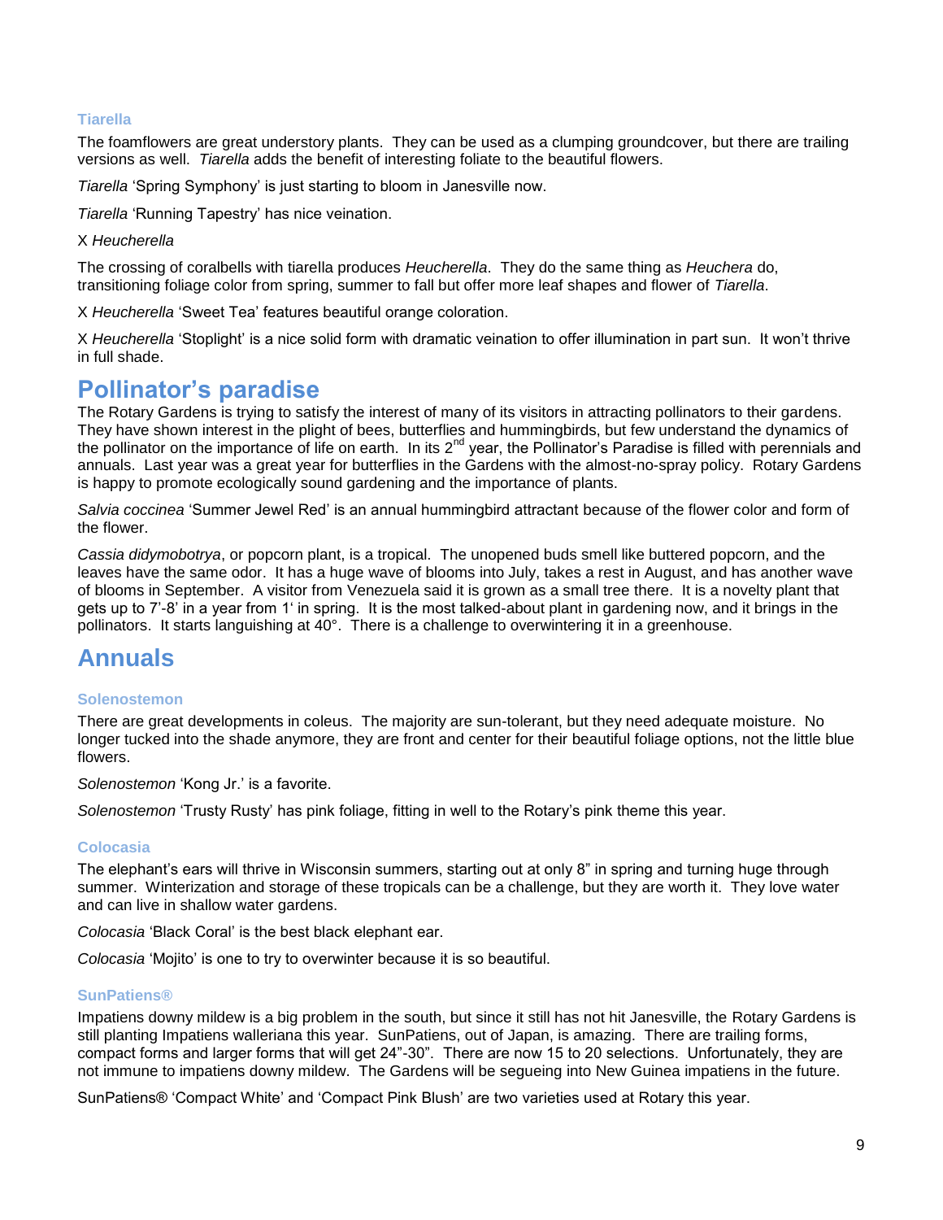### Tiarella

The foamflowers are great understory plants. They can be used as a clumping groundcover, but there are trailing versions as well. *Tiarella* adds the benefit of interesting foliate to the beautiful flowers.

*Tiarella* 'Spring Symphony' is just starting to bloom in Janesville now.

*Tiarella* 'Running Tapestry' has nice veination.

X *Heucherella*

The crossing of coralbells with tiarella produces *Heucherella*. They do the same thing as *Heuchera* do, transitioning foliage color from spring, summer to fall but offer more leaf shapes and flower of *Tiarella*.

X *Heucherella* 'Sweet Tea' features beautiful orange coloration.

X *Heucherella* 'Stoplight' is a nice solid form with dramatic veination to offer illumination in part sun. It won't thrive in full shade.

## Pollinator's paradise

The Rotary Gardens is trying to satisfy the interest of many of its visitors in attracting pollinators to their gardens. They have shown interest in the plight of bees, butterflies and hummingbirds, but few understand the dynamics of the pollinator on the importance of life on earth. In its 2nd year, the Pollinator's Paradise is filled with perennials and annuals. Last year was a great year for butterflies in the Gardens with the almost-no-spray policy. Rotary Gardens is happy to promote ecologically sound gardening and the importance of plants.

*Salvia coccinea* 'Summer Jewel Red' is an annual hummingbird attractant because of the flower color and form of the flower.

*Cassia didymobotrya*, or popcorn plant, is a tropical. The unopened buds smell like buttered popcorn, and the leaves have the same odor. It has a huge wave of blooms into July, takes a rest in August, and has another wave of blooms in September. A visitor from Venezuela said it is grown as a small tree there. It is a novelty plant that gets up to 7'-8' in a year from 1' in spring. It is the most talked-about plant in gardening now, and it brings in the pollinators. It starts languishing at 40°. There is a challenge to overwintering it in a greenhouse.

## Annuals

### Solenostemon

There are great developments in coleus. The majority are sun-tolerant, but they need adequate moisture. No longer tucked into the shade anymore, they are front and center for their beautiful foliage options, not the little blue flowers.

*Solenostemon* 'Kong Jr.' is a favorite.

*Solenostemon* 'Trusty Rusty' has pink foliage, fitting in well to the Rotary's pink theme this year.

### Colocasia

The elephant's ears will thrive in Wisconsin summers, starting out at only 8" in spring and turning huge through summer. Winterization and storage of these tropicals can be a challenge, but they are worth it. They love water and can live in shallow water gardens.

*Colocasia* 'Black Coral' is the best black elephant ear.

*Colocasia* 'Mojito' is one to try to overwinter because it is so beautiful.

### SunPatiens®

Impatiens downy mildew is a big problem in the south, but since it still has not hit Janesville, the Rotary Gardens is still planting Impatiens walleriana this year. SunPatiens, out of Japan, is amazing. There are trailing forms, compact forms and larger forms that will get 24"-30". There are now 15 to 20 selections. Unfortunately, they are not immune to impatiens downy mildew. The Gardens will be segueing into New Guinea impatiens in the future.

SunPatiens® 'Compact White' and 'Compact Pink Blush' are two varieties used at Rotary this year.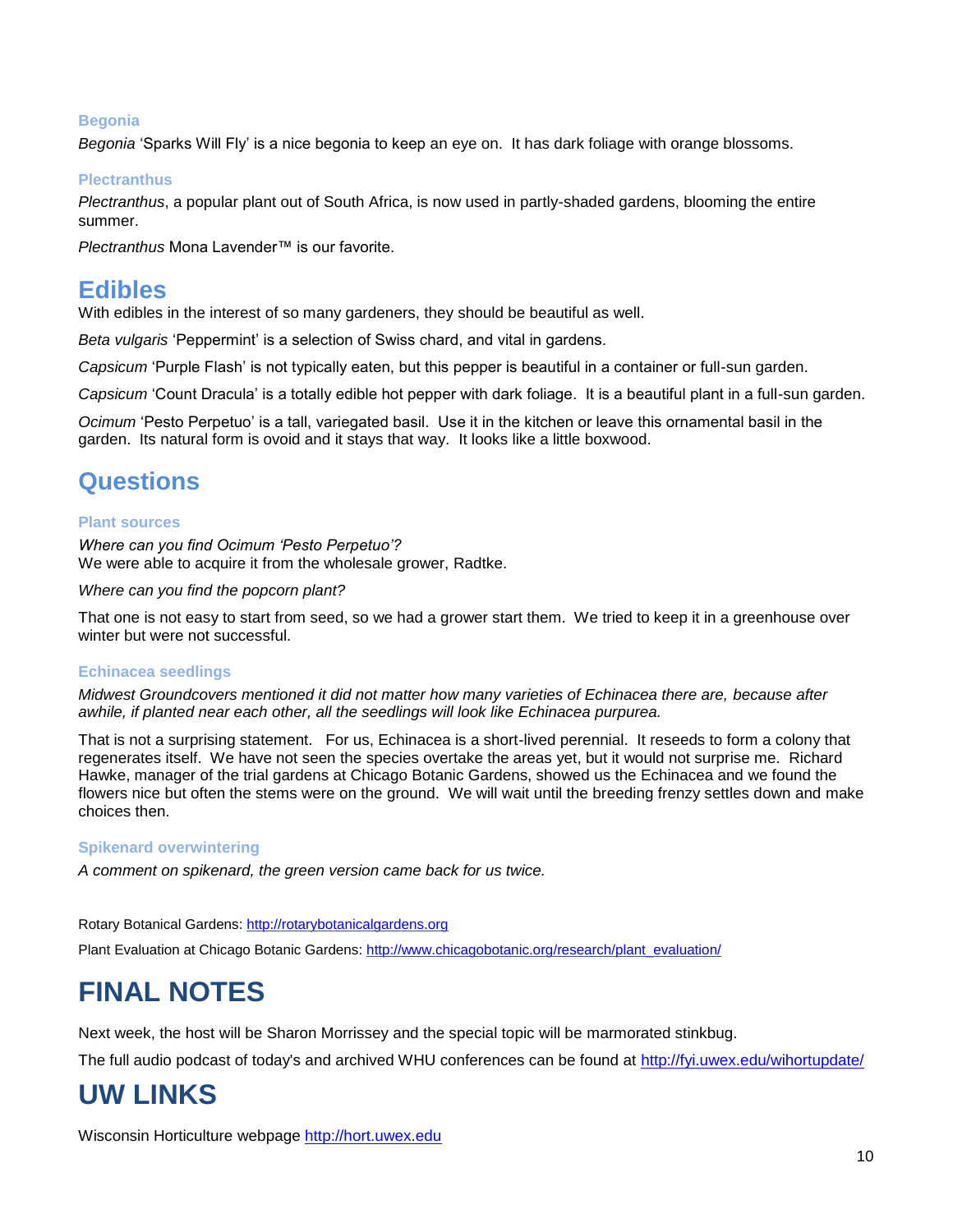### Begonia

*Begonia* 'Sparks Will Fly' is a nice begonia to keep an eye on. It has dark foliage with orange blossoms.

### Plectranthus

*Plectranthus*, a popular plant out of South Africa, is now used in partly-shaded gardens, blooming the entire summer.

*Plectranthus* Mona Lavender™ is our favorite.

## Edibles

With edibles in the interest of so many gardeners, they should be beautiful as well.

*Beta vulgaris* 'Peppermint' is a selection of Swiss chard, and vital in gardens.

*Capsicum* 'Purple Flash' is not typically eaten, but this pepper is beautiful in a container or full-sun garden.

*Capsicum* 'Count Dracula' is a totally edible hot pepper with dark foliage. It is a beautiful plant in a full-sun garden.

*Ocimum* 'Pesto Perpetuo' is a tall, variegated basil. Use it in the kitchen or leave this ornamental basil in the garden. Its natural form is ovoid and it stays that way. It looks like a little boxwood.

## Questions

### Plant sources

*Where can you find Ocimum 'Pesto Perpetuo'?*
We were able to acquire it from the wholesale grower, Radtke.

*Where can you find the popcorn plant?*

That one is not easy to start from seed, so we had a grower start them. We tried to keep it in a greenhouse over winter but were not successful.

### Echinacea seedlings

*Midwest Groundcovers mentioned it did not matter how many varieties of Echinacea there are, because after awhile, if planted near each other, all the seedlings will look like Echinacea purpurea.*

That is not a surprising statement. For us, Echinacea is a short-lived perennial. It reseeds to form a colony that regenerates itself. We have not seen the species overtake the areas yet, but it would not surprise me. Richard Hawke, manager of the trial gardens at Chicago Botanic Gardens, showed us the Echinacea and we found the flowers nice but often the stems were on the ground. We will wait until the breeding frenzy settles down and make choices then.

### Spikenard overwintering

*A comment on spikenard, the green version came back for us twice.*

Rotary Botanical Gardens: http://rotarybotanicalgardens.org

Plant Evaluation at Chicago Botanic Gardens: http://www.chicagobotanic.org/research/plant_evaluation/

# FINAL NOTES

Next week, the host will be Sharon Morrissey and the special topic will be marmorated stinkbug.

The full audio podcast of today's and archived WHU conferences can be found at http://fyi.uwex.edu/wihortupdate/

# UW LINKS

Wisconsin Horticulture webpage http://hort.uwex.edu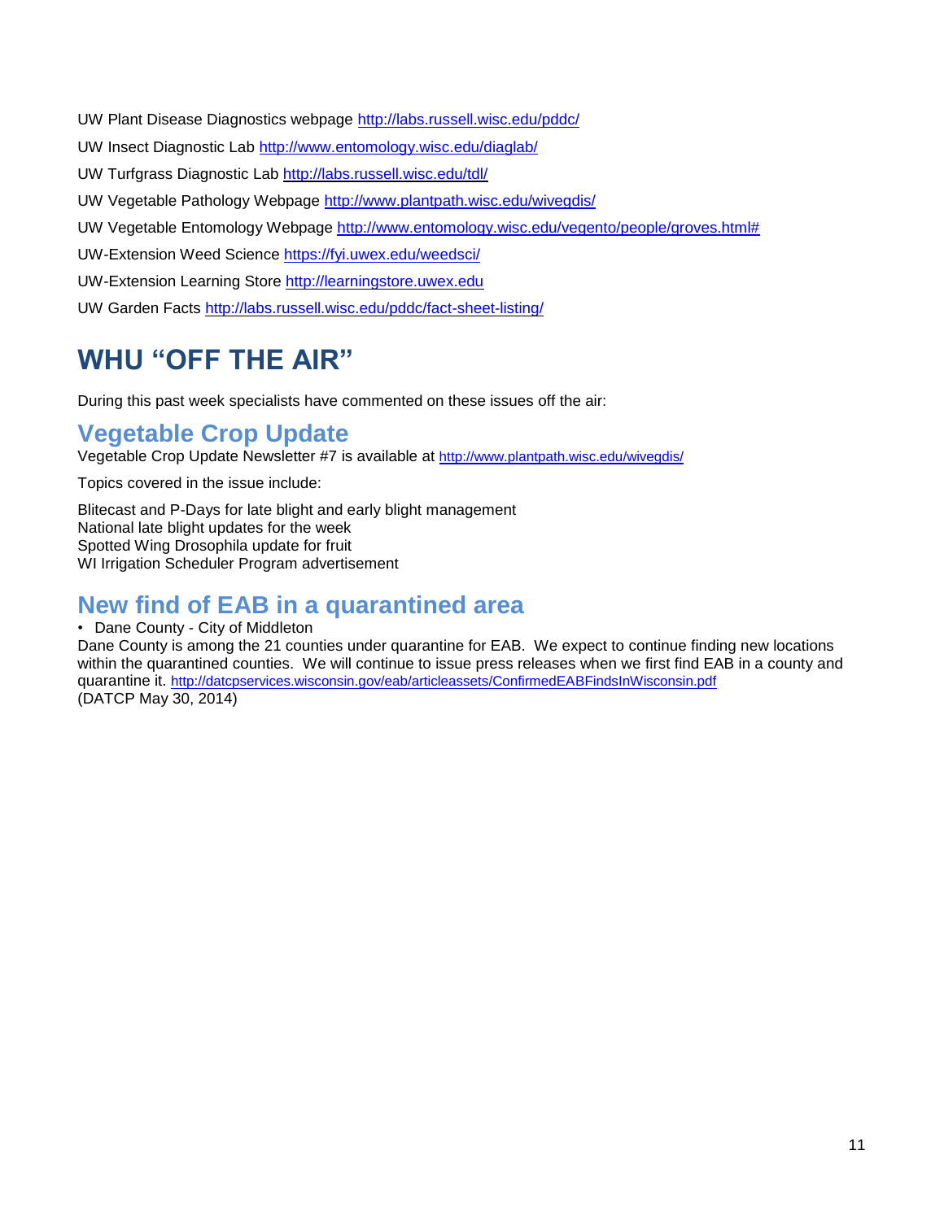UW Plant Disease Diagnostics webpage http://labs.russell.wisc.edu/pddc/

UW Insect Diagnostic Lab http://www.entomology.wisc.edu/diaglab/

UW Turfgrass Diagnostic Lab http://labs.russell.wisc.edu/tdl/

UW Vegetable Pathology Webpage http://www.plantpath.wisc.edu/wivegdis/

UW Vegetable Entomology Webpage http://www.entomology.wisc.edu/vegento/people/groves.html#

UW-Extension Weed Science https://fyi.uwex.edu/weedsci/

UW-Extension Learning Store http://learningstore.uwex.edu

UW Garden Facts http://labs.russell.wisc.edu/pddc/fact-sheet-listing/

# WHU "OFF THE AIR"

During this past week specialists have commented on these issues off the air:

## Vegetable Crop Update

Vegetable Crop Update Newsletter #7 is available at http://www.plantpath.wisc.edu/wivegdis/

Topics covered in the issue include:

Blitecast and P-Days for late blight and early blight management
National late blight updates for the week
Spotted Wing Drosophila update for fruit
WI Irrigation Scheduler Program advertisement

## New find of EAB in a quarantined area

- Dane County - City of Middleton

Dane County is among the 21 counties under quarantine for EAB. We expect to continue finding new locations within the quarantined counties. We will continue to issue press releases when we first find EAB in a county and quarantine it. http://datcpservices.wisconsin.gov/eab/articleassets/ConfirmedEABFindsInWisconsin.pdf
(DATCP May 30, 2014)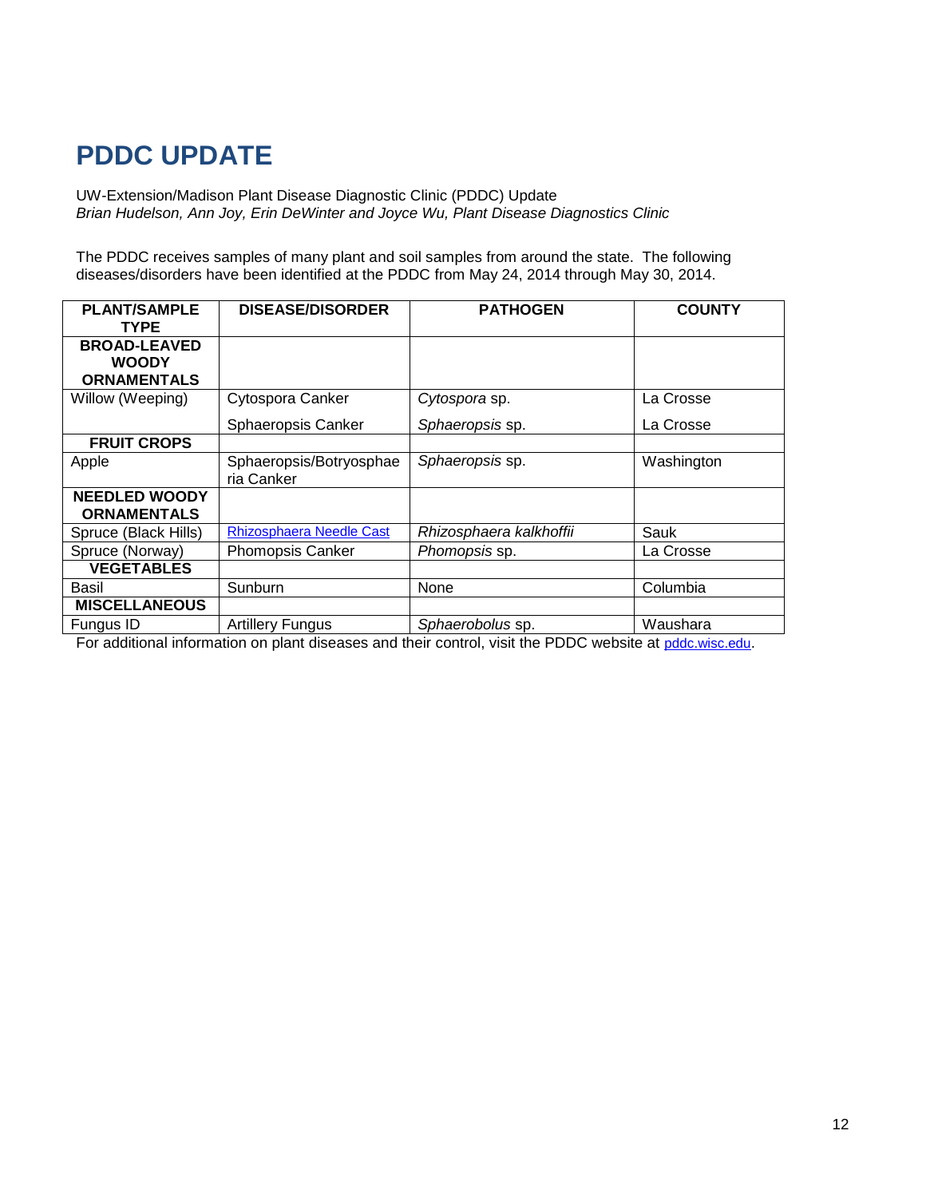# PDDC UPDATE

UW-Extension/Madison Plant Disease Diagnostic Clinic (PDDC) Update
*Brian Hudelson, Ann Joy, Erin DeWinter and Joyce Wu, Plant Disease Diagnostics Clinic*

The PDDC receives samples of many plant and soil samples from around the state. The following diseases/disorders have been identified at the PDDC from May 24, 2014 through May 30, 2014.

| PLANT/SAMPLE TYPE | DISEASE/DISORDER | PATHOGEN | COUNTY |
|---|---|---|---|
| **BROAD-LEAVED WOODY ORNAMENTALS** | | | |
| Willow (Weeping) | Cytospora Canker | *Cytospora* sp. | La Crosse |
| | Sphaeropsis Canker | *Sphaeropsis* sp. | La Crosse |
| **FRUIT CROPS** | | | |
| Apple | Sphaeropsis/Botryosphaeria Canker | *Sphaeropsis* sp. | Washington |
| **NEEDLED WOODY ORNAMENTALS** | | | |
| Spruce (Black Hills) | Rhizosphaera Needle Cast | *Rhizosphaera kalkhoffii* | Sauk |
| Spruce (Norway) | Phomopsis Canker | *Phomopsis* sp. | La Crosse |
| **VEGETABLES** | | | |
| Basil | Sunburn | None | Columbia |
| **MISCELLANEOUS** | | | |
| Fungus ID | Artillery Fungus | *Sphaerobolus* sp. | Waushara |

For additional information on plant diseases and their control, visit the PDDC website at pddc.wisc.edu.